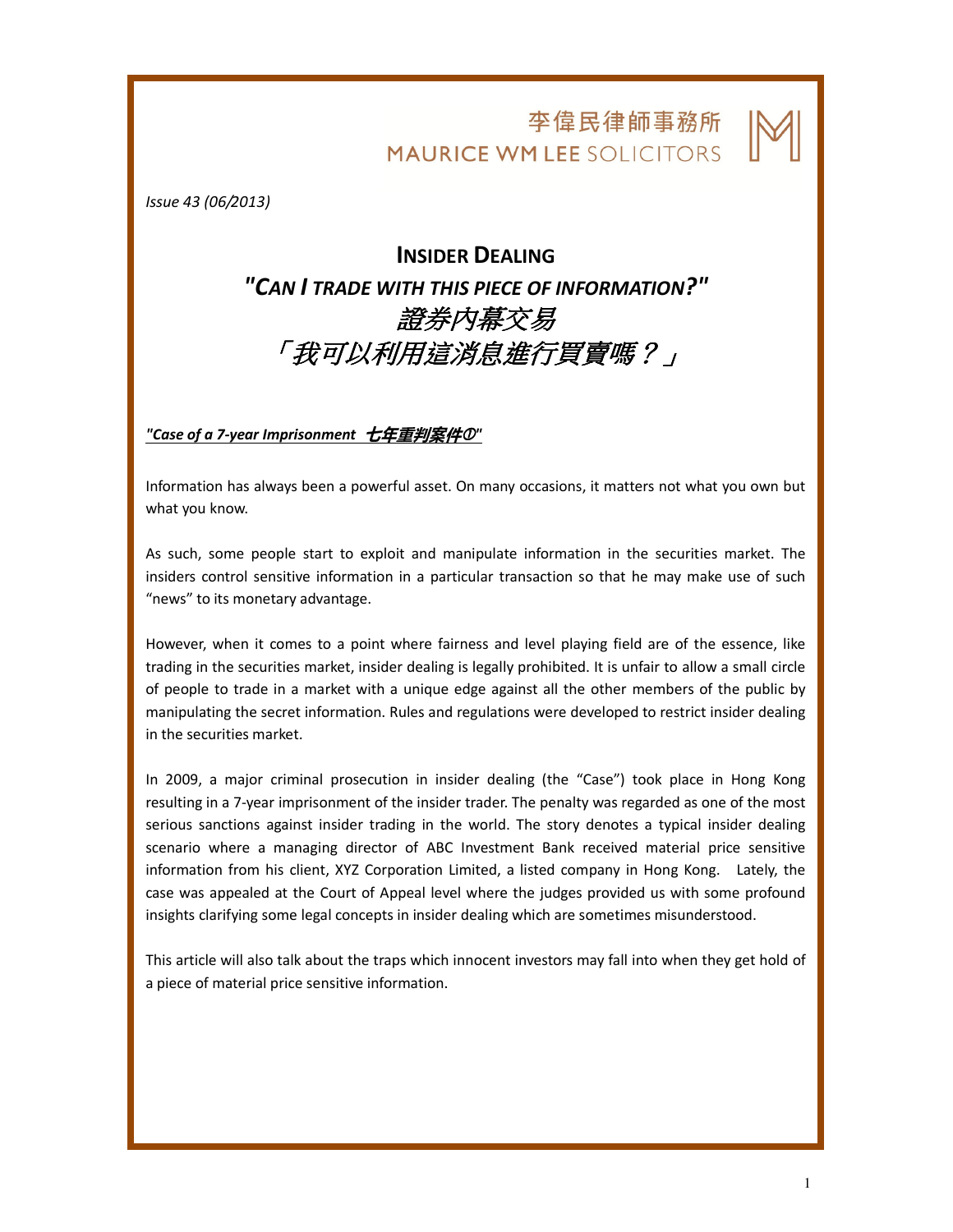李偉民律師事務所
MAURICE WM LEE SOLICITORS

*Issue 43 (06/2013)*

# INSIDER DEALING
## *"CAN I TRADE WITH THIS PIECE OF INFORMATION?"*
## *證券內幕交易*
## *「我可以利用這消息進行買賣嗎？」*

***"Case of a 7-year Imprisonment 七年重判案件①"***

Information has always been a powerful asset. On many occasions, it matters not what you own but what you know.

As such, some people start to exploit and manipulate information in the securities market. The insiders control sensitive information in a particular transaction so that he may make use of such "news" to its monetary advantage.

However, when it comes to a point where fairness and level playing field are of the essence, like trading in the securities market, insider dealing is legally prohibited. It is unfair to allow a small circle of people to trade in a market with a unique edge against all the other members of the public by manipulating the secret information. Rules and regulations were developed to restrict insider dealing in the securities market.

In 2009, a major criminal prosecution in insider dealing (the "Case") took place in Hong Kong resulting in a 7-year imprisonment of the insider trader. The penalty was regarded as one of the most serious sanctions against insider trading in the world. The story denotes a typical insider dealing scenario where a managing director of ABC Investment Bank received material price sensitive information from his client, XYZ Corporation Limited, a listed company in Hong Kong. Lately, the case was appealed at the Court of Appeal level where the judges provided us with some profound insights clarifying some legal concepts in insider dealing which are sometimes misunderstood.

This article will also talk about the traps which innocent investors may fall into when they get hold of a piece of material price sensitive information.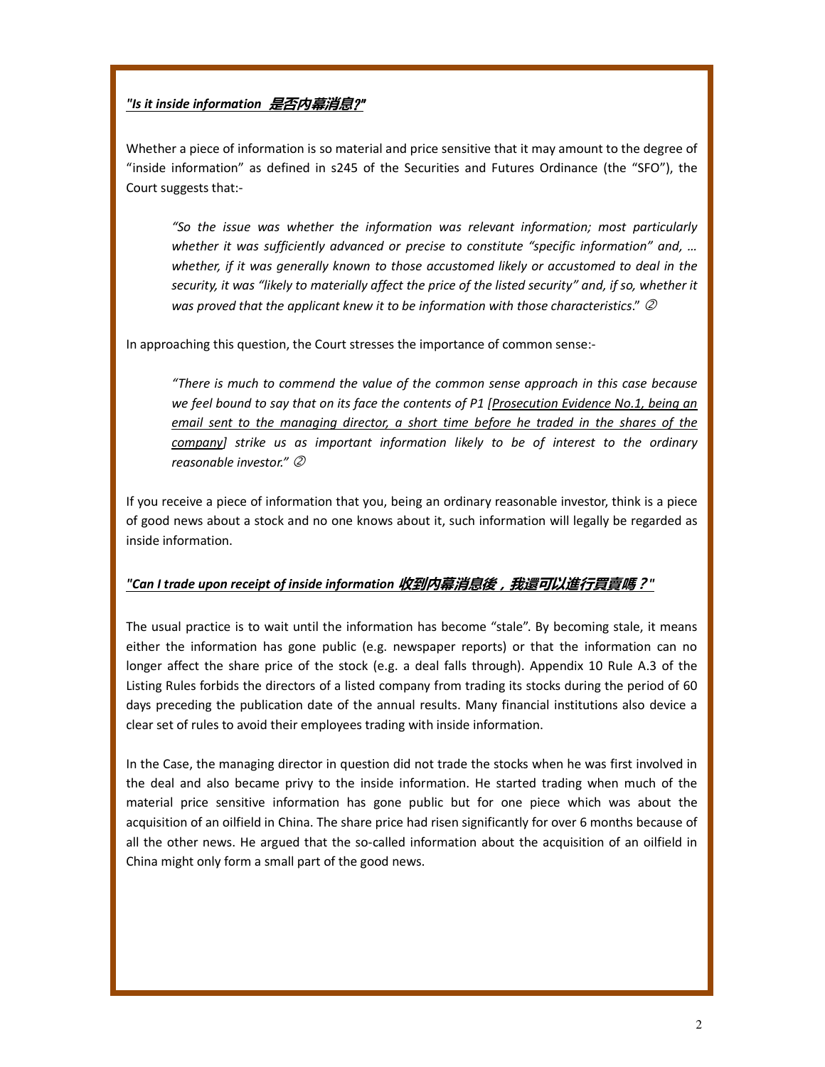***"Is it inside information 是否內幕消息?"***

Whether a piece of information is so material and price sensitive that it may amount to the degree of "inside information" as defined in s245 of the Securities and Futures Ordinance (the "SFO"), the Court suggests that:-

> *"So the issue was whether the information was relevant information; most particularly whether it was sufficiently advanced or precise to constitute "specific information" and, … whether, if it was generally known to those accustomed likely or accustomed to deal in the security, it was "likely to materially affect the price of the listed security" and, if so, whether it was proved that the applicant knew it to be information with those characteristics."* ②

In approaching this question, the Court stresses the importance of common sense:-

> *"There is much to commend the value of the common sense approach in this case because we feel bound to say that on its face the contents of P1 [Prosecution Evidence No.1, being an email sent to the managing director, a short time before he traded in the shares of the company] strike us as important information likely to be of interest to the ordinary reasonable investor."* ②

If you receive a piece of information that you, being an ordinary reasonable investor, think is a piece of good news about a stock and no one knows about it, such information will legally be regarded as inside information.

***"Can I trade upon receipt of inside information 收到內幕消息後，我還可以進行買賣嗎？"***

The usual practice is to wait until the information has become "stale". By becoming stale, it means either the information has gone public (e.g. newspaper reports) or that the information can no longer affect the share price of the stock (e.g. a deal falls through). Appendix 10 Rule A.3 of the Listing Rules forbids the directors of a listed company from trading its stocks during the period of 60 days preceding the publication date of the annual results. Many financial institutions also device a clear set of rules to avoid their employees trading with inside information.

In the Case, the managing director in question did not trade the stocks when he was first involved in the deal and also became privy to the inside information. He started trading when much of the material price sensitive information has gone public but for one piece which was about the acquisition of an oilfield in China. The share price had risen significantly for over 6 months because of all the other news. He argued that the so-called information about the acquisition of an oilfield in China might only form a small part of the good news.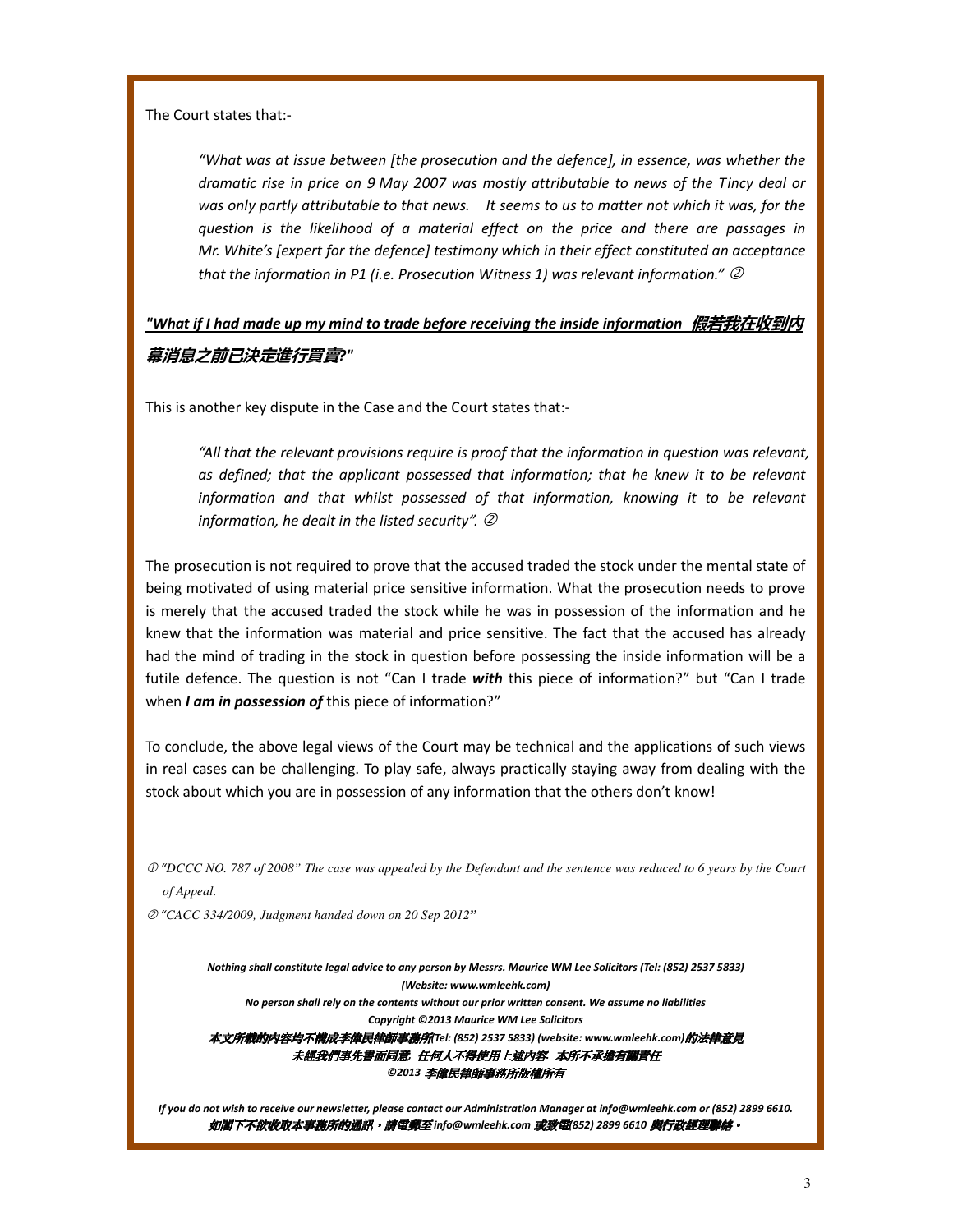The Court states that:-

> *"What was at issue between [the prosecution and the defence], in essence, was whether the dramatic rise in price on 9 May 2007 was mostly attributable to news of the Tincy deal or was only partly attributable to that news. It seems to us to matter not which it was, for the question is the likelihood of a material effect on the price and there are passages in Mr. White's [expert for the defence] testimony which in their effect constituted an acceptance that the information in P1 (i.e. Prosecution Witness 1) was relevant information."* ②

***"What if I had made up my mind to trade before receiving the inside information 假若我在收到內幕消息之前已決定進行買賣?"***

This is another key dispute in the Case and the Court states that:-

> *"All that the relevant provisions require is proof that the information in question was relevant, as defined; that the applicant possessed that information; that he knew it to be relevant information and that whilst possessed of that information, knowing it to be relevant information, he dealt in the listed security".* ②

The prosecution is not required to prove that the accused traded the stock under the mental state of being motivated of using material price sensitive information. What the prosecution needs to prove is merely that the accused traded the stock while he was in possession of the information and he knew that the information was material and price sensitive. The fact that the accused has already had the mind of trading in the stock in question before possessing the inside information will be a futile defence. The question is not "Can I trade ***with*** this piece of information?" but "Can I trade when ***I am in possession of*** this piece of information?"

To conclude, the above legal views of the Court may be technical and the applications of such views in real cases can be challenging. To play safe, always practically staying away from dealing with the stock about which you are in possession of any information that the others don't know!

① *"DCCC NO. 787 of 2008" The case was appealed by the Defendant and the sentence was reduced to 6 years by the Court of Appeal.*

② *"CACC 334/2009, Judgment handed down on 20 Sep 2012"*

***Nothing shall constitute legal advice to any person by Messrs. Maurice WM Lee Solicitors (Tel: (852) 2537 5833) (Website: www.wmleehk.com)***
***No person shall rely on the contents without our prior written consent. We assume no liabilities***
***Copyright ©2013 Maurice WM Lee Solicitors***
***本文所載的內容均不構成李偉民律師事務所(Tel: (852) 2537 5833) (website: www.wmleehk.com)的法律意見***
***未經我們事先書面同意，任何人不得使用上述內容，本所不承擔有關責任***
***©2013 李偉民律師事務所版權所有***

***If you do not wish to receive our newsletter, please contact our Administration Manager at info@wmleehk.com or (852) 2899 6610.***
***如閣下不欲收取本事務所的通訊，請電郵至 info@wmleehk.com 或致電(852) 2899 6610 與行政經理聯絡。***